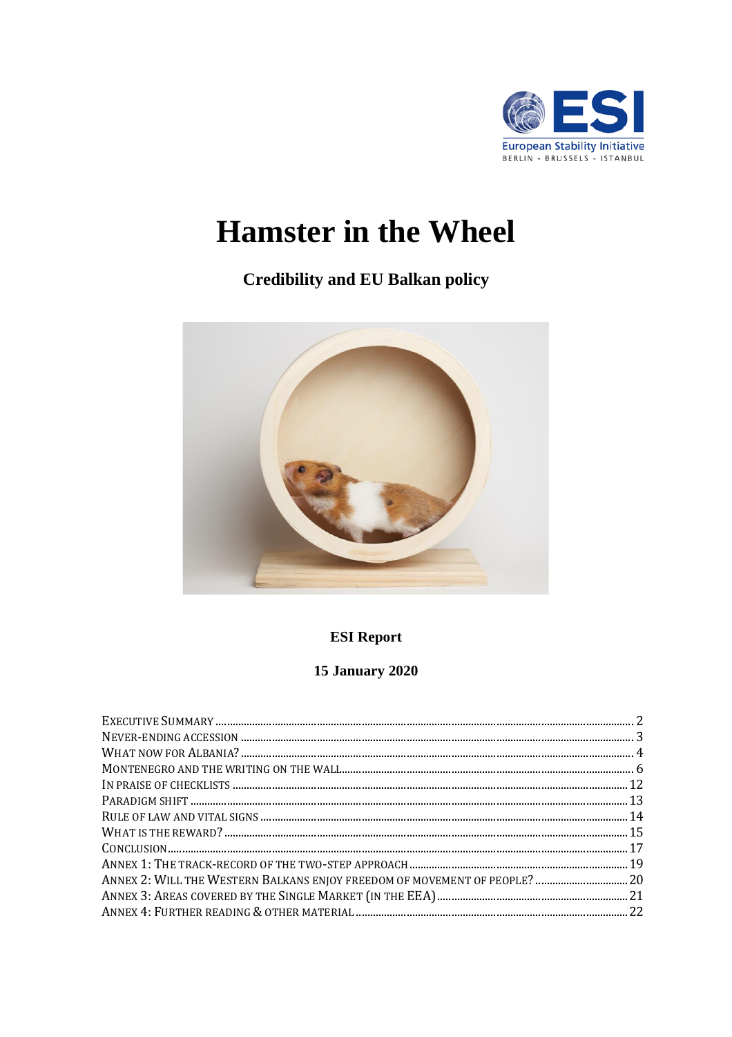# Hamster in the Wheel

## Credibility and EU Balkan policy

**ESI Report**

**15 January 2020**

| | |
|---|---|
| EXECUTIVE SUMMARY | 2 |
| NEVER-ENDING ACCESSION | 3 |
| WHAT NOW FOR ALBANIA? | 4 |
| MONTENEGRO AND THE WRITING ON THE WALL | 6 |
| IN PRAISE OF CHECKLISTS | 12 |
| PARADIGM SHIFT | 13 |
| RULE OF LAW AND VITAL SIGNS | 14 |
| WHAT IS THE REWARD? | 15 |
| CONCLUSION | 17 |
| ANNEX 1: THE TRACK-RECORD OF THE TWO-STEP APPROACH | 19 |
| ANNEX 2: WILL THE WESTERN BALKANS ENJOY FREEDOM OF MOVEMENT OF PEOPLE? | 20 |
| ANNEX 3: AREAS COVERED BY THE SINGLE MARKET (IN THE EEA) | 21 |
| ANNEX 4: FURTHER READING & OTHER MATERIAL | 22 |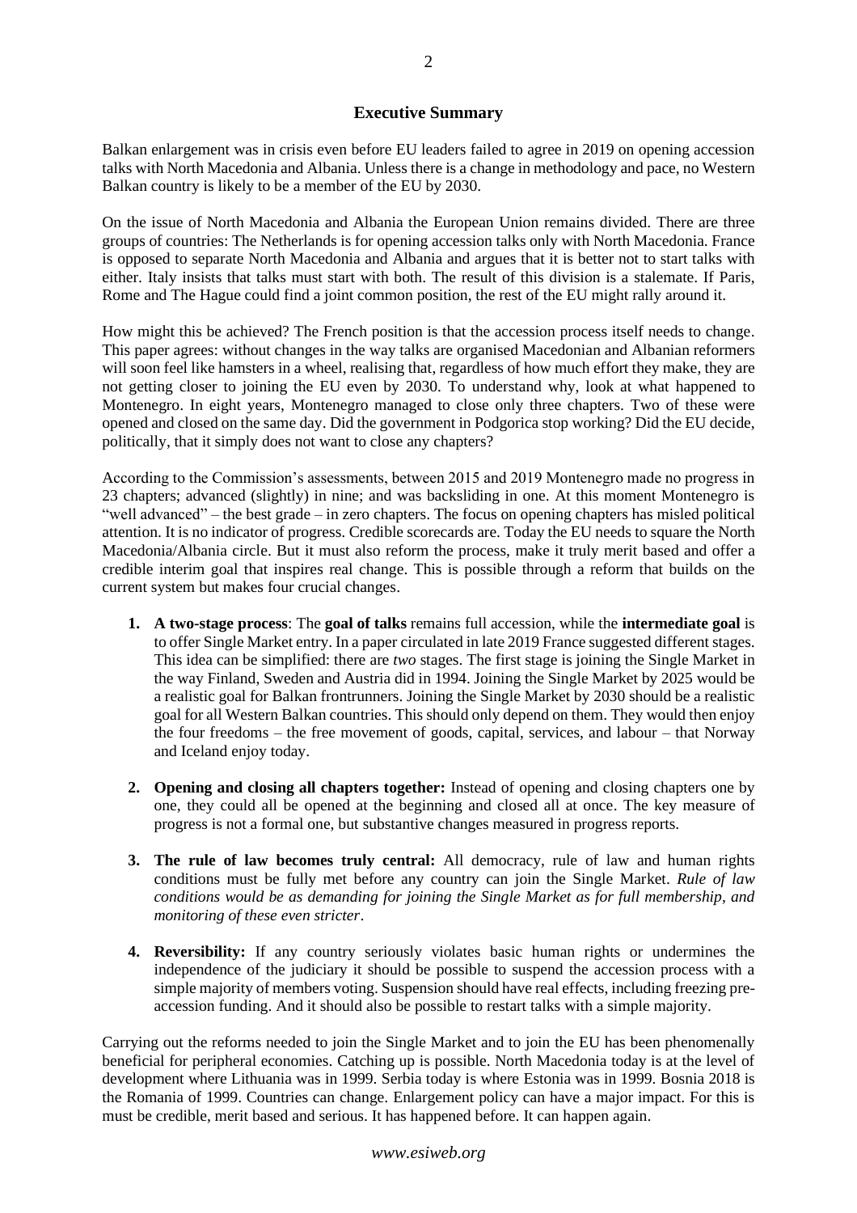## Executive Summary

Balkan enlargement was in crisis even before EU leaders failed to agree in 2019 on opening accession talks with North Macedonia and Albania. Unless there is a change in methodology and pace, no Western Balkan country is likely to be a member of the EU by 2030.

On the issue of North Macedonia and Albania the European Union remains divided. There are three groups of countries: The Netherlands is for opening accession talks only with North Macedonia. France is opposed to separate North Macedonia and Albania and argues that it is better not to start talks with either. Italy insists that talks must start with both. The result of this division is a stalemate. If Paris, Rome and The Hague could find a joint common position, the rest of the EU might rally around it.

How might this be achieved? The French position is that the accession process itself needs to change. This paper agrees: without changes in the way talks are organised Macedonian and Albanian reformers will soon feel like hamsters in a wheel, realising that, regardless of how much effort they make, they are not getting closer to joining the EU even by 2030. To understand why, look at what happened to Montenegro. In eight years, Montenegro managed to close only three chapters. Two of these were opened and closed on the same day. Did the government in Podgorica stop working? Did the EU decide, politically, that it simply does not want to close any chapters?

According to the Commission's assessments, between 2015 and 2019 Montenegro made no progress in 23 chapters; advanced (slightly) in nine; and was backsliding in one. At this moment Montenegro is "well advanced" – the best grade – in zero chapters. The focus on opening chapters has misled political attention. It is no indicator of progress. Credible scorecards are. Today the EU needs to square the North Macedonia/Albania circle. But it must also reform the process, make it truly merit based and offer a credible interim goal that inspires real change. This is possible through a reform that builds on the current system but makes four crucial changes.

1. **A two-stage process**: The **goal of talks** remains full accession, while the **intermediate goal** is to offer Single Market entry. In a paper circulated in late 2019 France suggested different stages. This idea can be simplified: there are *two* stages. The first stage is joining the Single Market in the way Finland, Sweden and Austria did in 1994. Joining the Single Market by 2025 would be a realistic goal for Balkan frontrunners. Joining the Single Market by 2030 should be a realistic goal for all Western Balkan countries. This should only depend on them. They would then enjoy the four freedoms – the free movement of goods, capital, services, and labour – that Norway and Iceland enjoy today.

2. **Opening and closing all chapters together:** Instead of opening and closing chapters one by one, they could all be opened at the beginning and closed all at once. The key measure of progress is not a formal one, but substantive changes measured in progress reports.

3. **The rule of law becomes truly central:** All democracy, rule of law and human rights conditions must be fully met before any country can join the Single Market. *Rule of law conditions would be as demanding for joining the Single Market as for full membership, and monitoring of these even stricter*.

4. **Reversibility:** If any country seriously violates basic human rights or undermines the independence of the judiciary it should be possible to suspend the accession process with a simple majority of members voting. Suspension should have real effects, including freezing pre-accession funding. And it should also be possible to restart talks with a simple majority.

Carrying out the reforms needed to join the Single Market and to join the EU has been phenomenally beneficial for peripheral economies. Catching up is possible. North Macedonia today is at the level of development where Lithuania was in 1999. Serbia today is where Estonia was in 1999. Bosnia 2018 is the Romania of 1999. Countries can change. Enlargement policy can have a major impact. For this is must be credible, merit based and serious. It has happened before. It can happen again.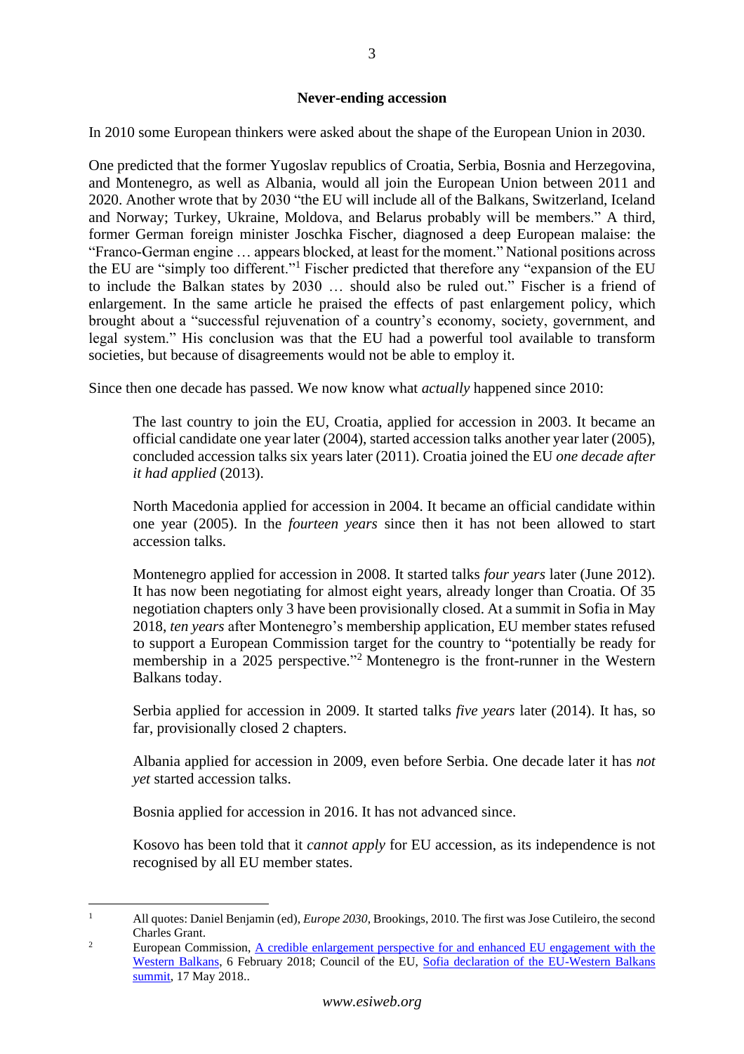## Never-ending accession

In 2010 some European thinkers were asked about the shape of the European Union in 2030.

One predicted that the former Yugoslav republics of Croatia, Serbia, Bosnia and Herzegovina, and Montenegro, as well as Albania, would all join the European Union between 2011 and 2020. Another wrote that by 2030 "the EU will include all of the Balkans, Switzerland, Iceland and Norway; Turkey, Ukraine, Moldova, and Belarus probably will be members." A third, former German foreign minister Joschka Fischer, diagnosed a deep European malaise: the "Franco-German engine … appears blocked, at least for the moment." National positions across the EU are "simply too different."[1] Fischer predicted that therefore any "expansion of the EU to include the Balkan states by 2030 … should also be ruled out." Fischer is a friend of enlargement. In the same article he praised the effects of past enlargement policy, which brought about a "successful rejuvenation of a country's economy, society, government, and legal system." His conclusion was that the EU had a powerful tool available to transform societies, but because of disagreements would not be able to employ it.

Since then one decade has passed. We now know what *actually* happened since 2010:

> The last country to join the EU, Croatia, applied for accession in 2003. It became an official candidate one year later (2004), started accession talks another year later (2005), concluded accession talks six years later (2011). Croatia joined the EU *one decade after it had applied* (2013).
>
> North Macedonia applied for accession in 2004. It became an official candidate within one year (2005). In the *fourteen years* since then it has not been allowed to start accession talks.
>
> Montenegro applied for accession in 2008. It started talks *four years* later (June 2012). It has now been negotiating for almost eight years, already longer than Croatia. Of 35 negotiation chapters only 3 have been provisionally closed. At a summit in Sofia in May 2018, *ten years* after Montenegro's membership application, EU member states refused to support a European Commission target for the country to "potentially be ready for membership in a 2025 perspective."[2] Montenegro is the front-runner in the Western Balkans today.
>
> Serbia applied for accession in 2009. It started talks *five years* later (2014). It has, so far, provisionally closed 2 chapters.
>
> Albania applied for accession in 2009, even before Serbia. One decade later it has *not yet* started accession talks.
>
> Bosnia applied for accession in 2016. It has not advanced since.
>
> Kosovo has been told that it *cannot apply* for EU accession, as its independence is not recognised by all EU member states.

---

[1] All quotes: Daniel Benjamin (ed), *Europe 2030*, Brookings, 2010. The first was Jose Cutileiro, the second Charles Grant.

[2] European Commission, A credible enlargement perspective for and enhanced EU engagement with the Western Balkans, 6 February 2018; Council of the EU, Sofia declaration of the EU-Western Balkans summit, 17 May 2018..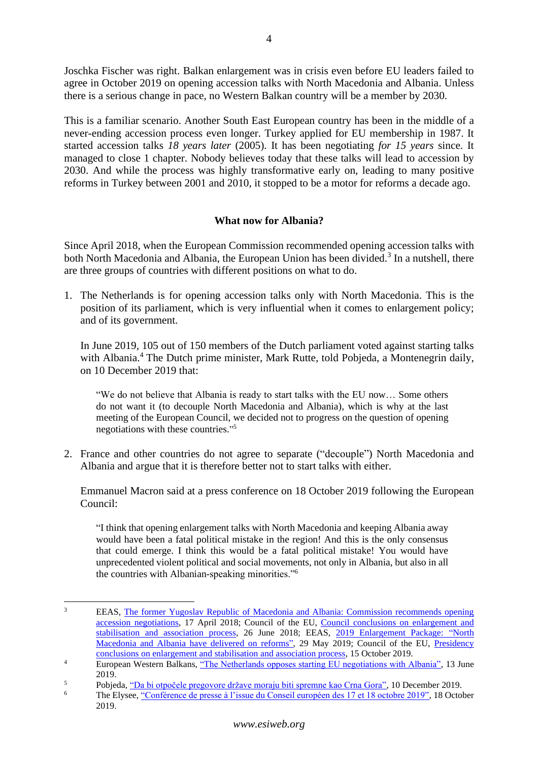Joschka Fischer was right. Balkan enlargement was in crisis even before EU leaders failed to agree in October 2019 on opening accession talks with North Macedonia and Albania. Unless there is a serious change in pace, no Western Balkan country will be a member by 2030.

This is a familiar scenario. Another South East European country has been in the middle of a never-ending accession process even longer. Turkey applied for EU membership in 1987. It started accession talks *18 years later* (2005). It has been negotiating *for 15 years* since. It managed to close 1 chapter. Nobody believes today that these talks will lead to accession by 2030. And while the process was highly transformative early on, leading to many positive reforms in Turkey between 2001 and 2010, it stopped to be a motor for reforms a decade ago.

## What now for Albania?

Since April 2018, when the European Commission recommended opening accession talks with both North Macedonia and Albania, the European Union has been divided.[3] In a nutshell, there are three groups of countries with different positions on what to do.

1. The Netherlands is for opening accession talks only with North Macedonia. This is the position of its parliament, which is very influential when it comes to enlargement policy; and of its government.

   In June 2019, 105 out of 150 members of the Dutch parliament voted against starting talks with Albania.[4] The Dutch prime minister, Mark Rutte, told Pobjeda, a Montenegrin daily, on 10 December 2019 that:

   > "We do not believe that Albania is ready to start talks with the EU now… Some others do not want it (to decouple North Macedonia and Albania), which is why at the last meeting of the European Council, we decided not to progress on the question of opening negotiations with these countries."[5]

2. France and other countries do not agree to separate ("decouple") North Macedonia and Albania and argue that it is therefore better not to start talks with either.

   Emmanuel Macron said at a press conference on 18 October 2019 following the European Council:

   > "I think that opening enlargement talks with North Macedonia and keeping Albania away would have been a fatal political mistake in the region! And this is the only consensus that could emerge. I think this would be a fatal political mistake! You would have unprecedented violent political and social movements, not only in Albania, but also in all the countries with Albanian-speaking minorities."[6]

---

[3] EEAS, The former Yugoslav Republic of Macedonia and Albania: Commission recommends opening accession negotiations, 17 April 2018; Council of the EU, Council conclusions on enlargement and stabilisation and association process, 26 June 2018; EEAS, 2019 Enlargement Package: "North Macedonia and Albania have delivered on reforms", 29 May 2019; Council of the EU, Presidency conclusions on enlargement and stabilisation and association process, 15 October 2019.

[4] European Western Balkans, "The Netherlands opposes starting EU negotiations with Albania", 13 June 2019.

[5] Pobjeda, "Da bi otpočele pregovore države moraju biti spremne kao Crna Gora", 10 December 2019.

[6] The Elysee, "Conférence de presse à l'issue du Conseil européen des 17 et 18 octobre 2019", 18 October 2019.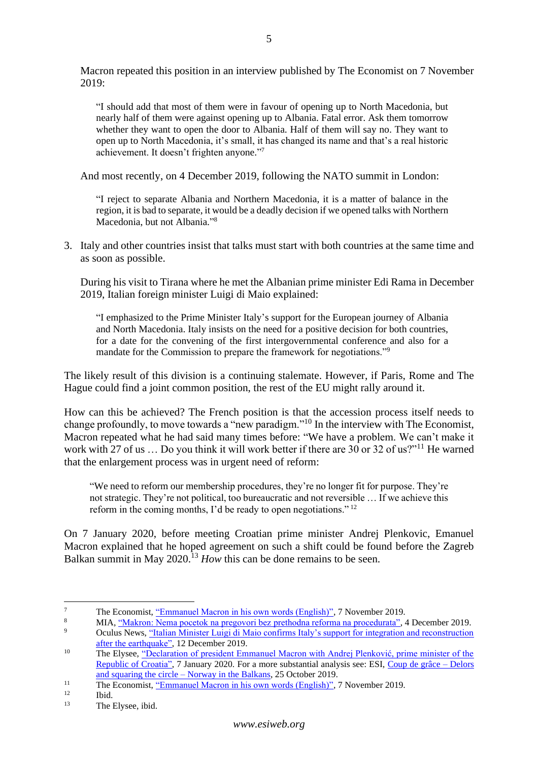Macron repeated this position in an interview published by The Economist on 7 November 2019:

> "I should add that most of them were in favour of opening up to North Macedonia, but nearly half of them were against opening up to Albania. Fatal error. Ask them tomorrow whether they want to open the door to Albania. Half of them will say no. They want to open up to North Macedonia, it's small, it has changed its name and that's a real historic achievement. It doesn't frighten anyone."[7]

And most recently, on 4 December 2019, following the NATO summit in London:

> "I reject to separate Albania and Northern Macedonia, it is a matter of balance in the region, it is bad to separate, it would be a deadly decision if we opened talks with Northern Macedonia, but not Albania."[8]

3. Italy and other countries insist that talks must start with both countries at the same time and as soon as possible.

   During his visit to Tirana where he met the Albanian prime minister Edi Rama in December 2019, Italian foreign minister Luigi di Maio explained:

   > "I emphasized to the Prime Minister Italy's support for the European journey of Albania and North Macedonia. Italy insists on the need for a positive decision for both countries, for a date for the convening of the first intergovernmental conference and also for a mandate for the Commission to prepare the framework for negotiations."[9]

The likely result of this division is a continuing stalemate. However, if Paris, Rome and The Hague could find a joint common position, the rest of the EU might rally around it.

How can this be achieved? The French position is that the accession process itself needs to change profoundly, to move towards a "new paradigm."[10] In the interview with The Economist, Macron repeated what he had said many times before: "We have a problem. We can't make it work with 27 of us … Do you think it will work better if there are 30 or 32 of us?"[11] He warned that the enlargement process was in urgent need of reform:

> "We need to reform our membership procedures, they're no longer fit for purpose. They're not strategic. They're not political, too bureaucratic and not reversible … If we achieve this reform in the coming months, I'd be ready to open negotiations." [12]

On 7 January 2020, before meeting Croatian prime minister Andrej Plenkovic, Emanuel Macron explained that he hoped agreement on such a shift could be found before the Zagreb Balkan summit in May 2020.[13] *How* this can be done remains to be seen.

---

[7] The Economist, "Emmanuel Macron in his own words (English)", 7 November 2019.

[8] MIA, "Makron: Nema pocetok na pregovori bez prethodna reforma na procedurata", 4 December 2019.

[9] Oculus News, "Italian Minister Luigi di Maio confirms Italy's support for integration and reconstruction after the earthquake", 12 December 2019.

[10] The Elysee, "Declaration of president Emmanuel Macron with Andrej Plenković, prime minister of the Republic of Croatia", 7 January 2020. For a more substantial analysis see: ESI, Coup de grâce – Delors and squaring the circle – Norway in the Balkans, 25 October 2019.

[11] The Economist, "Emmanuel Macron in his own words (English)", 7 November 2019.

[12] Ibid.

[13] The Elysee, ibid.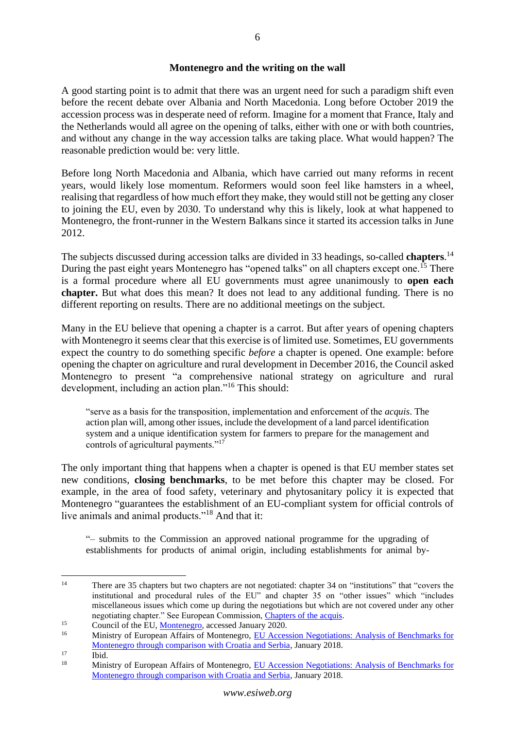## Montenegro and the writing on the wall

A good starting point is to admit that there was an urgent need for such a paradigm shift even before the recent debate over Albania and North Macedonia. Long before October 2019 the accession process was in desperate need of reform. Imagine for a moment that France, Italy and the Netherlands would all agree on the opening of talks, either with one or with both countries, and without any change in the way accession talks are taking place. What would happen? The reasonable prediction would be: very little.

Before long North Macedonia and Albania, which have carried out many reforms in recent years, would likely lose momentum. Reformers would soon feel like hamsters in a wheel, realising that regardless of how much effort they make, they would still not be getting any closer to joining the EU, even by 2030. To understand why this is likely, look at what happened to Montenegro, the front-runner in the Western Balkans since it started its accession talks in June 2012.

The subjects discussed during accession talks are divided in 33 headings, so-called **chapters**.[14] During the past eight years Montenegro has "opened talks" on all chapters except one.[15] There is a formal procedure where all EU governments must agree unanimously to **open each chapter.** But what does this mean? It does not lead to any additional funding. There is no different reporting on results. There are no additional meetings on the subject.

Many in the EU believe that opening a chapter is a carrot. But after years of opening chapters with Montenegro it seems clear that this exercise is of limited use. Sometimes, EU governments expect the country to do something specific *before* a chapter is opened. One example: before opening the chapter on agriculture and rural development in December 2016, the Council asked Montenegro to present "a comprehensive national strategy on agriculture and rural development, including an action plan."[16] This should:

> "serve as a basis for the transposition, implementation and enforcement of the *acquis*. The action plan will, among other issues, include the development of a land parcel identification system and a unique identification system for farmers to prepare for the management and controls of agricultural payments."[17]

The only important thing that happens when a chapter is opened is that EU member states set new conditions, **closing benchmarks**, to be met before this chapter may be closed. For example, in the area of food safety, veterinary and phytosanitary policy it is expected that Montenegro "guarantees the establishment of an EU-compliant system for official controls of live animals and animal products."[18] And that it:

> "– submits to the Commission an approved national programme for the upgrading of establishments for products of animal origin, including establishments for animal by-

---

[14] There are 35 chapters but two chapters are not negotiated: chapter 34 on "institutions" that "covers the institutional and procedural rules of the EU" and chapter 35 on "other issues" which "includes miscellaneous issues which come up during the negotiations but which are not covered under any other negotiating chapter." See European Commission, Chapters of the acquis.

[15] Council of the EU, Montenegro, accessed January 2020.

[16] Ministry of European Affairs of Montenegro, EU Accession Negotiations: Analysis of Benchmarks for Montenegro through comparison with Croatia and Serbia, January 2018.

[17] Ibid.

[18] Ministry of European Affairs of Montenegro, EU Accession Negotiations: Analysis of Benchmarks for Montenegro through comparison with Croatia and Serbia, January 2018.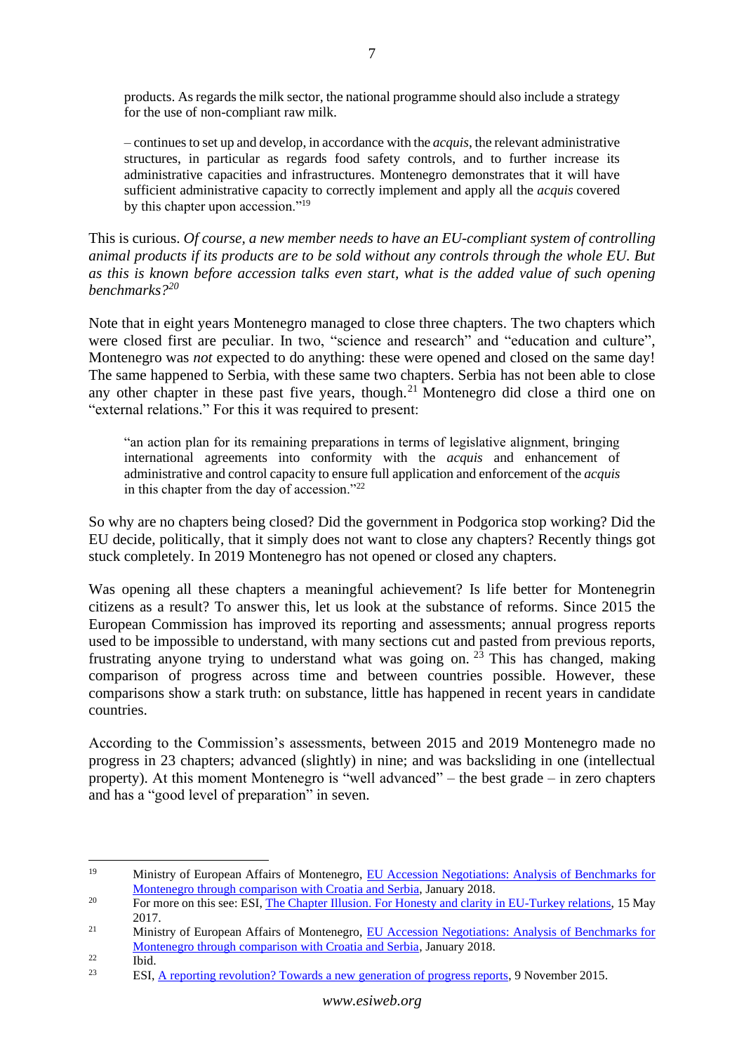> products. As regards the milk sector, the national programme should also include a strategy for the use of non-compliant raw milk.
>
> – continues to set up and develop, in accordance with the *acquis*, the relevant administrative structures, in particular as regards food safety controls, and to further increase its administrative capacities and infrastructures. Montenegro demonstrates that it will have sufficient administrative capacity to correctly implement and apply all the *acquis* covered by this chapter upon accession."[19]

This is curious. *Of course, a new member needs to have an EU-compliant system of controlling animal products if its products are to be sold without any controls through the whole EU. But as this is known before accession talks even start, what is the added value of such opening benchmarks?*[20]

Note that in eight years Montenegro managed to close three chapters. The two chapters which were closed first are peculiar. In two, "science and research" and "education and culture", Montenegro was *not* expected to do anything: these were opened and closed on the same day! The same happened to Serbia, with these same two chapters. Serbia has not been able to close any other chapter in these past five years, though.[21] Montenegro did close a third one on "external relations." For this it was required to present:

> "an action plan for its remaining preparations in terms of legislative alignment, bringing international agreements into conformity with the *acquis* and enhancement of administrative and control capacity to ensure full application and enforcement of the *acquis* in this chapter from the day of accession."[22]

So why are no chapters being closed? Did the government in Podgorica stop working? Did the EU decide, politically, that it simply does not want to close any chapters? Recently things got stuck completely. In 2019 Montenegro has not opened or closed any chapters.

Was opening all these chapters a meaningful achievement? Is life better for Montenegrin citizens as a result? To answer this, let us look at the substance of reforms. Since 2015 the European Commission has improved its reporting and assessments; annual progress reports used to be impossible to understand, with many sections cut and pasted from previous reports, frustrating anyone trying to understand what was going on.[23] This has changed, making comparison of progress across time and between countries possible. However, these comparisons show a stark truth: on substance, little has happened in recent years in candidate countries.

According to the Commission's assessments, between 2015 and 2019 Montenegro made no progress in 23 chapters; advanced (slightly) in nine; and was backsliding in one (intellectual property). At this moment Montenegro is "well advanced" – the best grade – in zero chapters and has a "good level of preparation" in seven.

---

[19] Ministry of European Affairs of Montenegro, EU Accession Negotiations: Analysis of Benchmarks for Montenegro through comparison with Croatia and Serbia, January 2018.

[20] For more on this see: ESI, The Chapter Illusion. For Honesty and clarity in EU-Turkey relations, 15 May 2017.

[21] Ministry of European Affairs of Montenegro, EU Accession Negotiations: Analysis of Benchmarks for Montenegro through comparison with Croatia and Serbia, January 2018.

[22] Ibid.

[23] ESI, A reporting revolution? Towards a new generation of progress reports, 9 November 2015.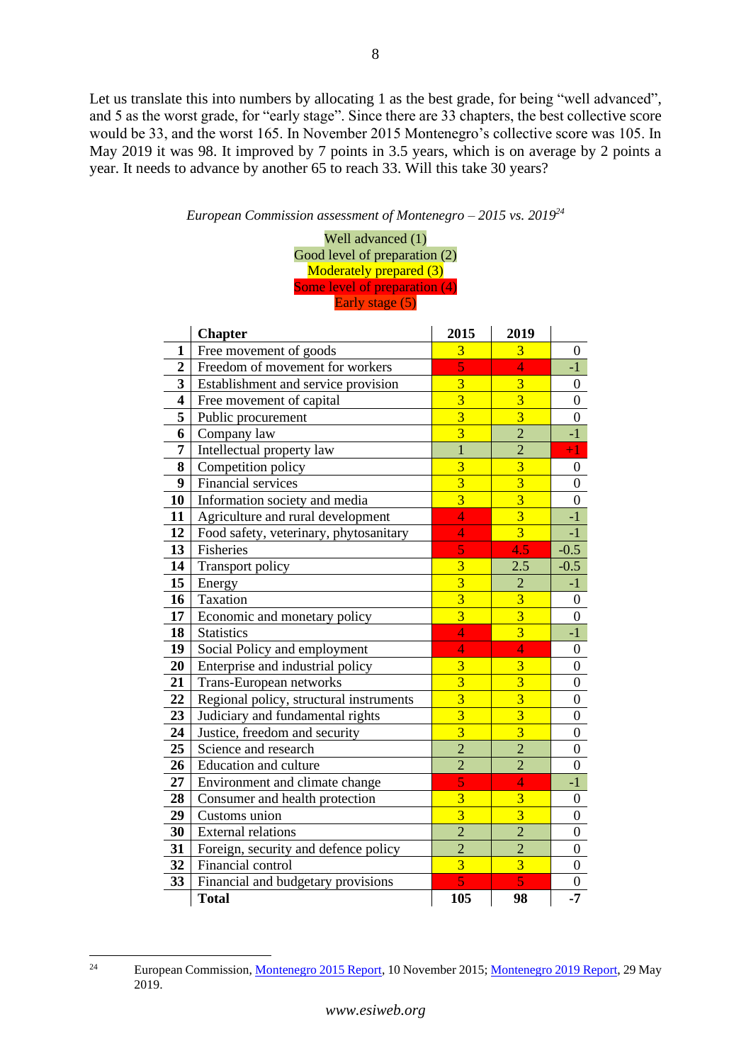Let us translate this into numbers by allocating 1 as the best grade, for being "well advanced", and 5 as the worst grade, for "early stage". Since there are 33 chapters, the best collective score would be 33, and the worst 165. In November 2015 Montenegro's collective score was 105. In May 2019 it was 98. It improved by 7 points in 3.5 years, which is on average by 2 points a year. It needs to advance by another 65 to reach 33. Will this take 30 years?

*European Commission assessment of Montenegro – 2015 vs. 2019*[24]

Well advanced (1)
Good level of preparation (2)
Moderately prepared (3)
Some level of preparation (4)
Early stage (5)

| | Chapter | 2015 | 2019 | |
|---|---|---|---|---|
| **1** | Free movement of goods | 3 | 3 | 0 |
| **2** | Freedom of movement for workers | 5 | 4 | -1 |
| **3** | Establishment and service provision | 3 | 3 | 0 |
| **4** | Free movement of capital | 3 | 3 | 0 |
| **5** | Public procurement | 3 | 3 | 0 |
| **6** | Company law | 3 | 2 | -1 |
| **7** | Intellectual property law | 1 | 2 | +1 |
| **8** | Competition policy | 3 | 3 | 0 |
| **9** | Financial services | 3 | 3 | 0 |
| **10** | Information society and media | 3 | 3 | 0 |
| **11** | Agriculture and rural development | 4 | 3 | -1 |
| **12** | Food safety, veterinary, phytosanitary | 4 | 3 | -1 |
| **13** | Fisheries | 5 | 4.5 | -0.5 |
| **14** | Transport policy | 3 | 2.5 | -0.5 |
| **15** | Energy | 3 | 2 | -1 |
| **16** | Taxation | 3 | 3 | 0 |
| **17** | Economic and monetary policy | 3 | 3 | 0 |
| **18** | Statistics | 4 | 3 | -1 |
| **19** | Social Policy and employment | 4 | 4 | 0 |
| **20** | Enterprise and industrial policy | 3 | 3 | 0 |
| **21** | Trans-European networks | 3 | 3 | 0 |
| **22** | Regional policy, structural instruments | 3 | 3 | 0 |
| **23** | Judiciary and fundamental rights | 3 | 3 | 0 |
| **24** | Justice, freedom and security | 3 | 3 | 0 |
| **25** | Science and research | 2 | 2 | 0 |
| **26** | Education and culture | 2 | 2 | 0 |
| **27** | Environment and climate change | 5 | 4 | -1 |
| **28** | Consumer and health protection | 3 | 3 | 0 |
| **29** | Customs union | 3 | 3 | 0 |
| **30** | External relations | 2 | 2 | 0 |
| **31** | Foreign, security and defence policy | 2 | 2 | 0 |
| **32** | Financial control | 3 | 3 | 0 |
| **33** | Financial and budgetary provisions | 5 | 5 | 0 |
| | **Total** | **105** | **98** | **-7** |

[24] European Commission, Montenegro 2015 Report, 10 November 2015; Montenegro 2019 Report, 29 May 2019.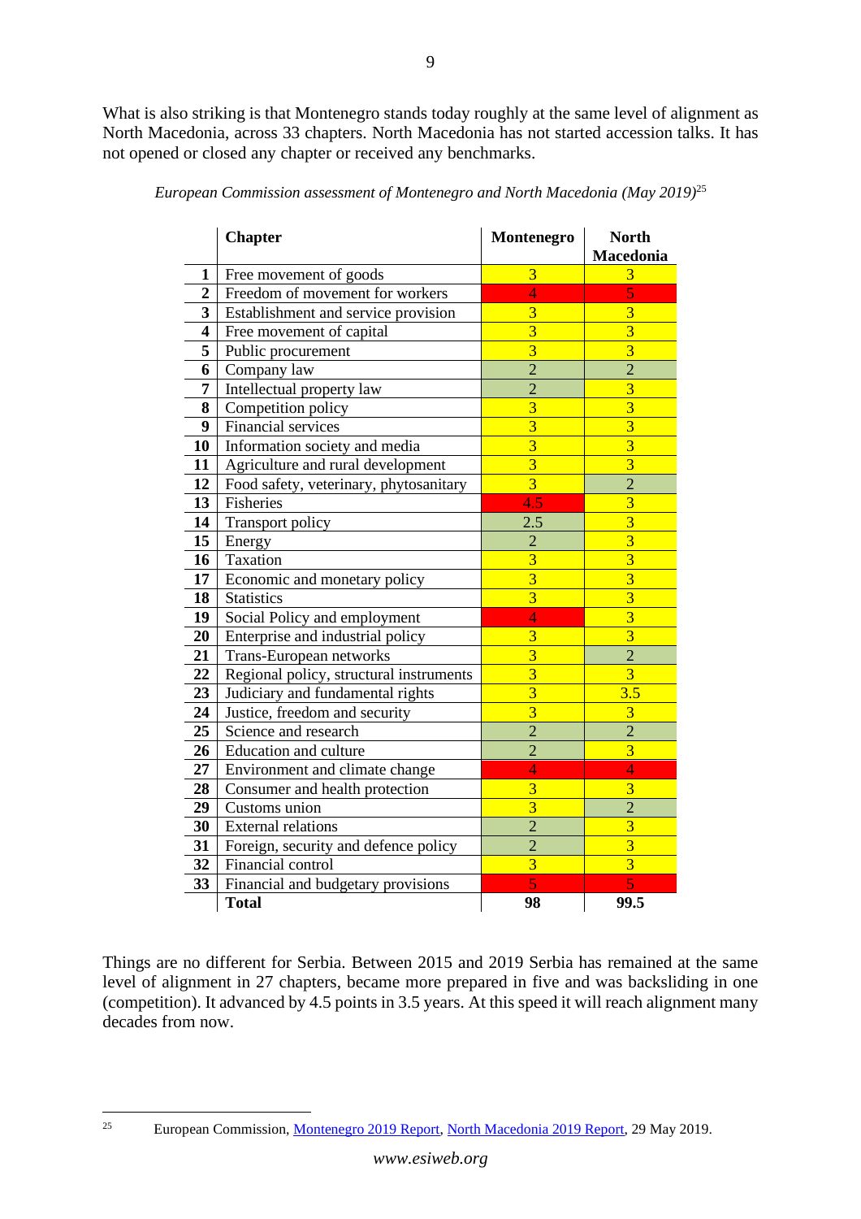What is also striking is that Montenegro stands today roughly at the same level of alignment as North Macedonia, across 33 chapters. North Macedonia has not started accession talks. It has not opened or closed any chapter or received any benchmarks.

*European Commission assessment of Montenegro and North Macedonia (May 2019)*[25]

| | Chapter | Montenegro | North Macedonia |
|---|---|---|---|
| **1** | Free movement of goods | 3 | 3 |
| **2** | Freedom of movement for workers | 4 | 5 |
| **3** | Establishment and service provision | 3 | 3 |
| **4** | Free movement of capital | 3 | 3 |
| **5** | Public procurement | 3 | 3 |
| **6** | Company law | 2 | 2 |
| **7** | Intellectual property law | 2 | 3 |
| **8** | Competition policy | 3 | 3 |
| **9** | Financial services | 3 | 3 |
| **10** | Information society and media | 3 | 3 |
| **11** | Agriculture and rural development | 3 | 3 |
| **12** | Food safety, veterinary, phytosanitary | 3 | 2 |
| **13** | Fisheries | 4.5 | 3 |
| **14** | Transport policy | 2.5 | 3 |
| **15** | Energy | 2 | 3 |
| **16** | Taxation | 3 | 3 |
| **17** | Economic and monetary policy | 3 | 3 |
| **18** | Statistics | 3 | 3 |
| **19** | Social Policy and employment | 4 | 3 |
| **20** | Enterprise and industrial policy | 3 | 3 |
| **21** | Trans-European networks | 3 | 2 |
| **22** | Regional policy, structural instruments | 3 | 3 |
| **23** | Judiciary and fundamental rights | 3 | 3.5 |
| **24** | Justice, freedom and security | 3 | 3 |
| **25** | Science and research | 2 | 2 |
| **26** | Education and culture | 2 | 3 |
| **27** | Environment and climate change | 4 | 4 |
| **28** | Consumer and health protection | 3 | 3 |
| **29** | Customs union | 3 | 2 |
| **30** | External relations | 2 | 3 |
| **31** | Foreign, security and defence policy | 2 | 3 |
| **32** | Financial control | 3 | 3 |
| **33** | Financial and budgetary provisions | 5 | 5 |
| | **Total** | **98** | **99.5** |

Things are no different for Serbia. Between 2015 and 2019 Serbia has remained at the same level of alignment in 27 chapters, became more prepared in five and was backsliding in one (competition). It advanced by 4.5 points in 3.5 years. At this speed it will reach alignment many decades from now.

[25] European Commission, Montenegro 2019 Report, North Macedonia 2019 Report, 29 May 2019.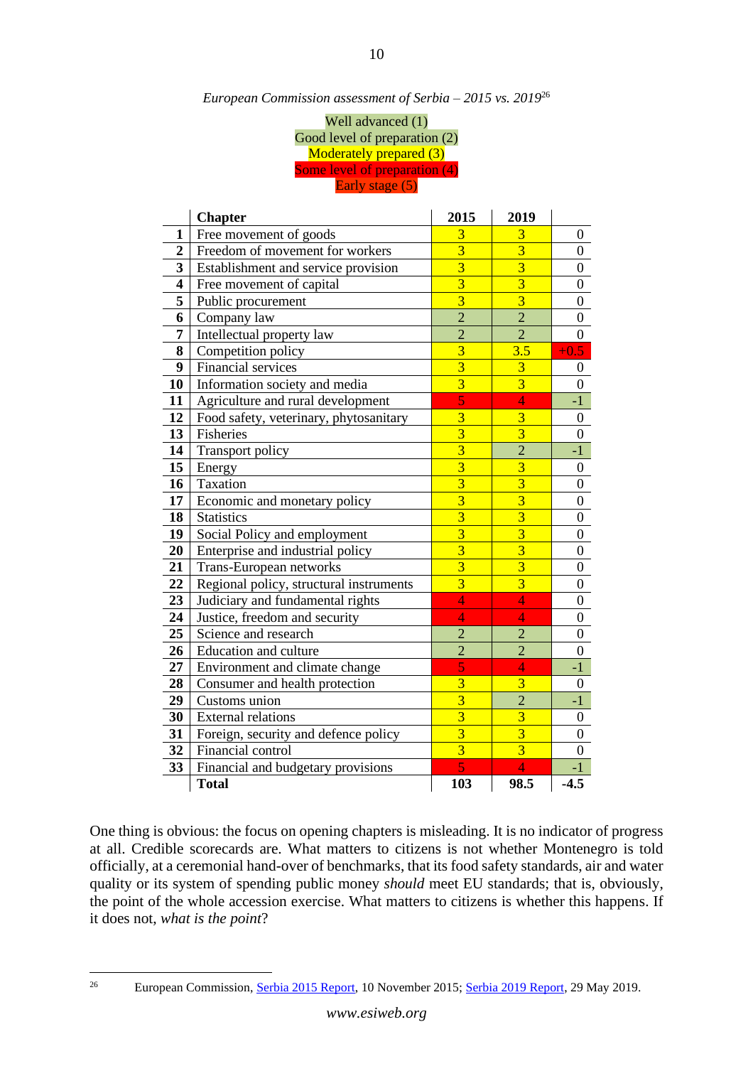*European Commission assessment of Serbia – 2015 vs. 2019*[26]

Well advanced (1)
Good level of preparation (2)
Moderately prepared (3)
Some level of preparation (4)
Early stage (5)

| | Chapter | 2015 | 2019 | |
|---|---|---|---|---|
| **1** | Free movement of goods | 3 | 3 | 0 |
| **2** | Freedom of movement for workers | 3 | 3 | 0 |
| **3** | Establishment and service provision | 3 | 3 | 0 |
| **4** | Free movement of capital | 3 | 3 | 0 |
| **5** | Public procurement | 3 | 3 | 0 |
| **6** | Company law | 2 | 2 | 0 |
| **7** | Intellectual property law | 2 | 2 | 0 |
| **8** | Competition policy | 3 | 3.5 | +0.5 |
| **9** | Financial services | 3 | 3 | 0 |
| **10** | Information society and media | 3 | 3 | 0 |
| **11** | Agriculture and rural development | 5 | 4 | -1 |
| **12** | Food safety, veterinary, phytosanitary | 3 | 3 | 0 |
| **13** | Fisheries | 3 | 3 | 0 |
| **14** | Transport policy | 3 | 2 | -1 |
| **15** | Energy | 3 | 3 | 0 |
| **16** | Taxation | 3 | 3 | 0 |
| **17** | Economic and monetary policy | 3 | 3 | 0 |
| **18** | Statistics | 3 | 3 | 0 |
| **19** | Social Policy and employment | 3 | 3 | 0 |
| **20** | Enterprise and industrial policy | 3 | 3 | 0 |
| **21** | Trans-European networks | 3 | 3 | 0 |
| **22** | Regional policy, structural instruments | 3 | 3 | 0 |
| **23** | Judiciary and fundamental rights | 4 | 4 | 0 |
| **24** | Justice, freedom and security | 4 | 4 | 0 |
| **25** | Science and research | 2 | 2 | 0 |
| **26** | Education and culture | 2 | 2 | 0 |
| **27** | Environment and climate change | 5 | 4 | -1 |
| **28** | Consumer and health protection | 3 | 3 | 0 |
| **29** | Customs union | 3 | 2 | -1 |
| **30** | External relations | 3 | 3 | 0 |
| **31** | Foreign, security and defence policy | 3 | 3 | 0 |
| **32** | Financial control | 3 | 3 | 0 |
| **33** | Financial and budgetary provisions | 5 | 4 | -1 |
| | **Total** | **103** | **98.5** | **-4.5** |

One thing is obvious: the focus on opening chapters is misleading. It is no indicator of progress at all. Credible scorecards are. What matters to citizens is not whether Montenegro is told officially, at a ceremonial hand-over of benchmarks, that its food safety standards, air and water quality or its system of spending public money *should* meet EU standards; that is, obviously, the point of the whole accession exercise. What matters to citizens is whether this happens. If it does not, *what is the point*?

---

[26] European Commission, Serbia 2015 Report, 10 November 2015; Serbia 2019 Report, 29 May 2019.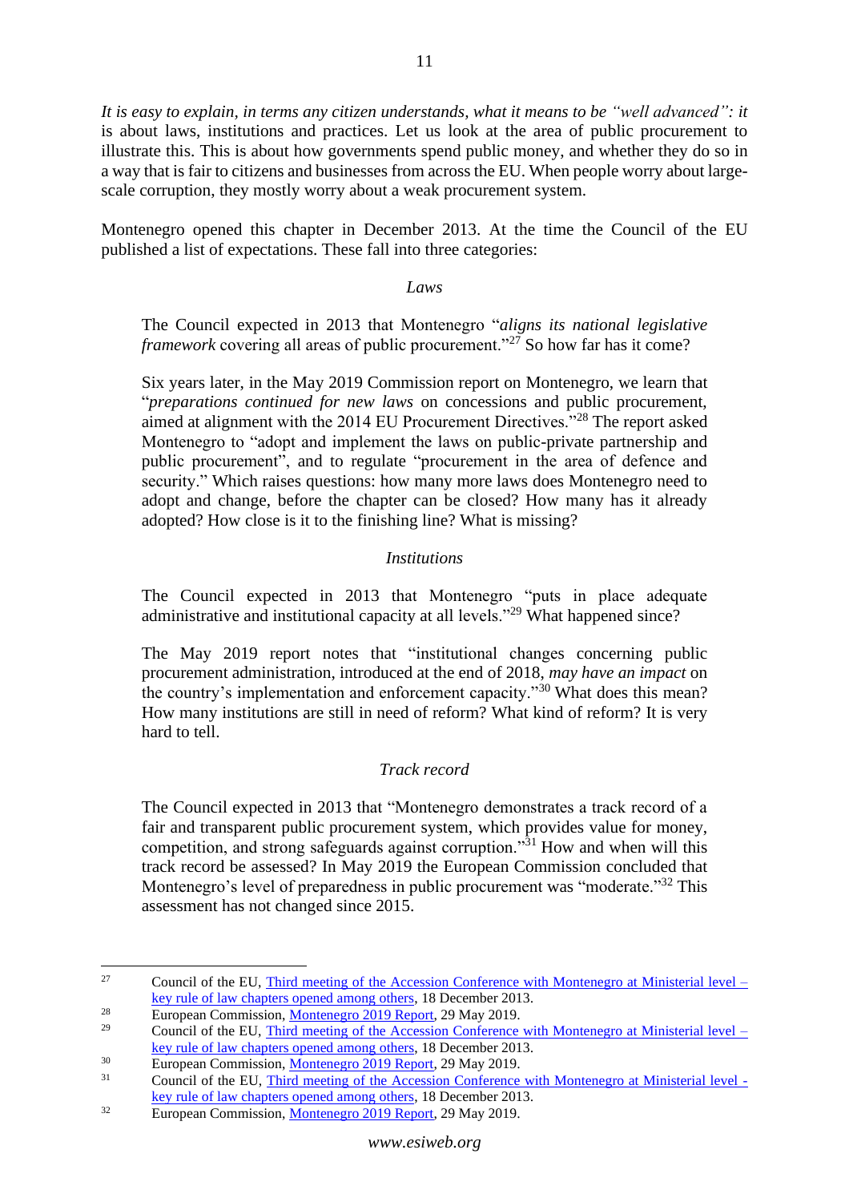*It is easy to explain, in terms any citizen understands, what it means to be "well advanced": it* is about laws, institutions and practices. Let us look at the area of public procurement to illustrate this. This is about how governments spend public money, and whether they do so in a way that is fair to citizens and businesses from across the EU. When people worry about large-scale corruption, they mostly worry about a weak procurement system.

Montenegro opened this chapter in December 2013. At the time the Council of the EU published a list of expectations. These fall into three categories:

*Laws*

> The Council expected in 2013 that Montenegro "*aligns its national legislative framework* covering all areas of public procurement."[27] So how far has it come?
>
> Six years later, in the May 2019 Commission report on Montenegro, we learn that "*preparations continued for new laws* on concessions and public procurement, aimed at alignment with the 2014 EU Procurement Directives."[28] The report asked Montenegro to "adopt and implement the laws on public-private partnership and public procurement", and to regulate "procurement in the area of defence and security." Which raises questions: how many more laws does Montenegro need to adopt and change, before the chapter can be closed? How many has it already adopted? How close is it to the finishing line? What is missing?

*Institutions*

> The Council expected in 2013 that Montenegro "puts in place adequate administrative and institutional capacity at all levels."[29] What happened since?
>
> The May 2019 report notes that "institutional changes concerning public procurement administration, introduced at the end of 2018, *may have an impact* on the country's implementation and enforcement capacity."[30] What does this mean? How many institutions are still in need of reform? What kind of reform? It is very hard to tell.

*Track record*

> The Council expected in 2013 that "Montenegro demonstrates a track record of a fair and transparent public procurement system, which provides value for money, competition, and strong safeguards against corruption."[31] How and when will this track record be assessed? In May 2019 the European Commission concluded that Montenegro's level of preparedness in public procurement was "moderate."[32] This assessment has not changed since 2015.

---

[27] Council of the EU, Third meeting of the Accession Conference with Montenegro at Ministerial level – key rule of law chapters opened among others, 18 December 2013.

[28] European Commission, Montenegro 2019 Report, 29 May 2019.

[29] Council of the EU, Third meeting of the Accession Conference with Montenegro at Ministerial level – key rule of law chapters opened among others, 18 December 2013.

[30] European Commission, Montenegro 2019 Report, 29 May 2019.

[31] Council of the EU, Third meeting of the Accession Conference with Montenegro at Ministerial level - key rule of law chapters opened among others, 18 December 2013.

[32] European Commission, Montenegro 2019 Report, 29 May 2019.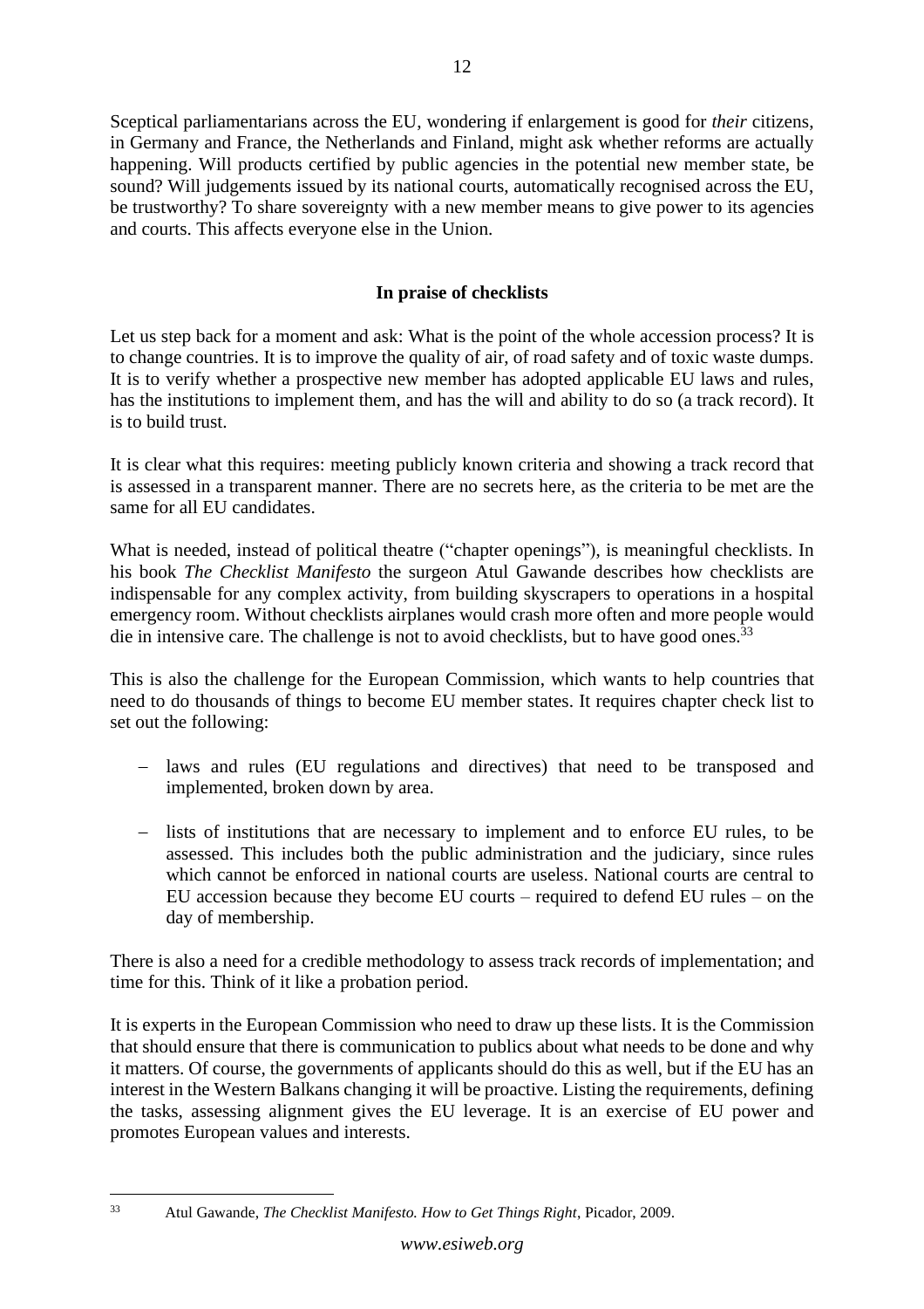Sceptical parliamentarians across the EU, wondering if enlargement is good for *their* citizens, in Germany and France, the Netherlands and Finland, might ask whether reforms are actually happening. Will products certified by public agencies in the potential new member state, be sound? Will judgements issued by its national courts, automatically recognised across the EU, be trustworthy? To share sovereignty with a new member means to give power to its agencies and courts. This affects everyone else in the Union.

## In praise of checklists

Let us step back for a moment and ask: What is the point of the whole accession process? It is to change countries. It is to improve the quality of air, of road safety and of toxic waste dumps. It is to verify whether a prospective new member has adopted applicable EU laws and rules, has the institutions to implement them, and has the will and ability to do so (a track record). It is to build trust.

It is clear what this requires: meeting publicly known criteria and showing a track record that is assessed in a transparent manner. There are no secrets here, as the criteria to be met are the same for all EU candidates.

What is needed, instead of political theatre ("chapter openings"), is meaningful checklists. In his book *The Checklist Manifesto* the surgeon Atul Gawande describes how checklists are indispensable for any complex activity, from building skyscrapers to operations in a hospital emergency room. Without checklists airplanes would crash more often and more people would die in intensive care. The challenge is not to avoid checklists, but to have good ones.[33]

This is also the challenge for the European Commission, which wants to help countries that need to do thousands of things to become EU member states. It requires chapter check list to set out the following:

- laws and rules (EU regulations and directives) that need to be transposed and implemented, broken down by area.
- lists of institutions that are necessary to implement and to enforce EU rules, to be assessed. This includes both the public administration and the judiciary, since rules which cannot be enforced in national courts are useless. National courts are central to EU accession because they become EU courts – required to defend EU rules – on the day of membership.

There is also a need for a credible methodology to assess track records of implementation; and time for this. Think of it like a probation period.

It is experts in the European Commission who need to draw up these lists. It is the Commission that should ensure that there is communication to publics about what needs to be done and why it matters. Of course, the governments of applicants should do this as well, but if the EU has an interest in the Western Balkans changing it will be proactive. Listing the requirements, defining the tasks, assessing alignment gives the EU leverage. It is an exercise of EU power and promotes European values and interests.

[33] Atul Gawande, *The Checklist Manifesto. How to Get Things Right*, Picador, 2009.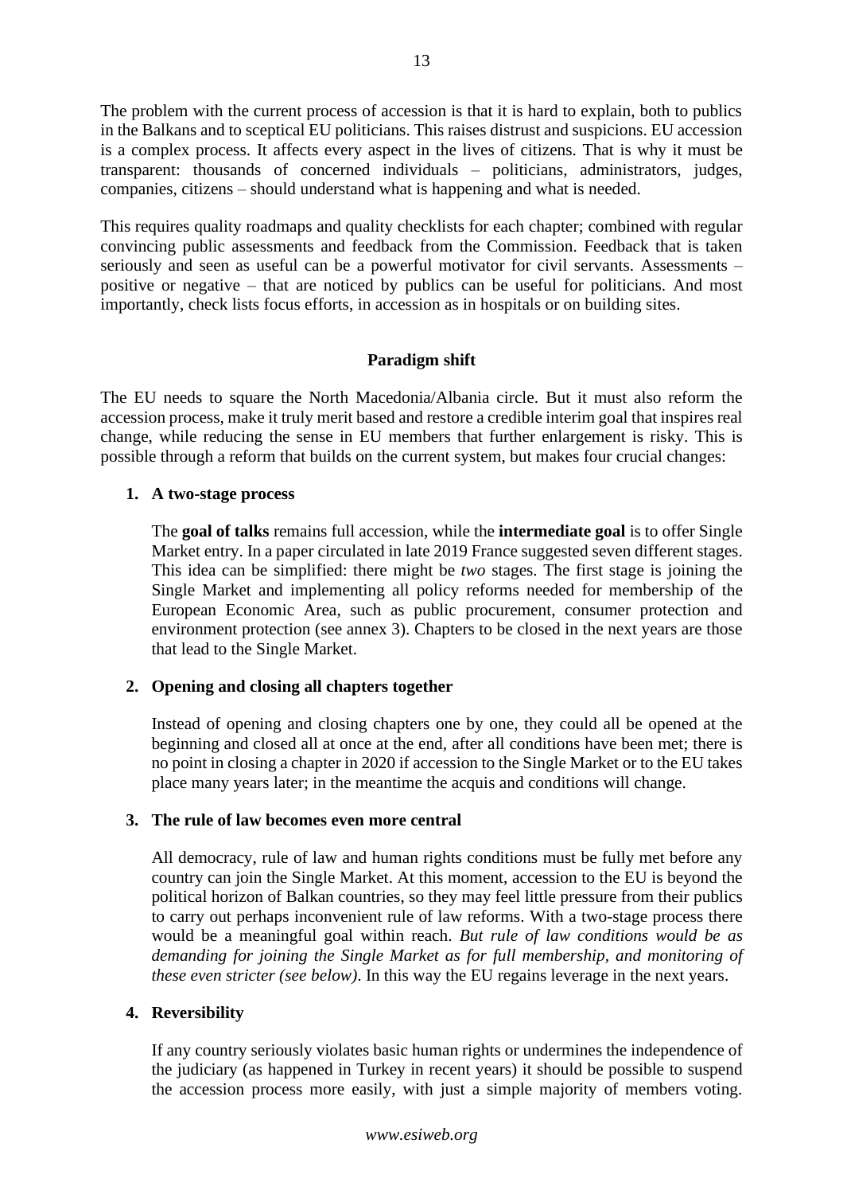The problem with the current process of accession is that it is hard to explain, both to publics in the Balkans and to sceptical EU politicians. This raises distrust and suspicions. EU accession is a complex process. It affects every aspect in the lives of citizens. That is why it must be transparent: thousands of concerned individuals – politicians, administrators, judges, companies, citizens – should understand what is happening and what is needed.

This requires quality roadmaps and quality checklists for each chapter; combined with regular convincing public assessments and feedback from the Commission. Feedback that is taken seriously and seen as useful can be a powerful motivator for civil servants. Assessments – positive or negative – that are noticed by publics can be useful for politicians. And most importantly, check lists focus efforts, in accession as in hospitals or on building sites.

## Paradigm shift

The EU needs to square the North Macedonia/Albania circle. But it must also reform the accession process, make it truly merit based and restore a credible interim goal that inspires real change, while reducing the sense in EU members that further enlargement is risky. This is possible through a reform that builds on the current system, but makes four crucial changes:

1. **A two-stage process**

   The **goal of talks** remains full accession, while the **intermediate goal** is to offer Single Market entry. In a paper circulated in late 2019 France suggested seven different stages. This idea can be simplified: there might be *two* stages. The first stage is joining the Single Market and implementing all policy reforms needed for membership of the European Economic Area, such as public procurement, consumer protection and environment protection (see annex 3). Chapters to be closed in the next years are those that lead to the Single Market.

2. **Opening and closing all chapters together**

   Instead of opening and closing chapters one by one, they could all be opened at the beginning and closed all at once at the end, after all conditions have been met; there is no point in closing a chapter in 2020 if accession to the Single Market or to the EU takes place many years later; in the meantime the acquis and conditions will change.

3. **The rule of law becomes even more central**

   All democracy, rule of law and human rights conditions must be fully met before any country can join the Single Market. At this moment, accession to the EU is beyond the political horizon of Balkan countries, so they may feel little pressure from their publics to carry out perhaps inconvenient rule of law reforms. With a two-stage process there would be a meaningful goal within reach. *But rule of law conditions would be as demanding for joining the Single Market as for full membership, and monitoring of these even stricter (see below)*. In this way the EU regains leverage in the next years.

4. **Reversibility**

   If any country seriously violates basic human rights or undermines the independence of the judiciary (as happened in Turkey in recent years) it should be possible to suspend the accession process more easily, with just a simple majority of members voting.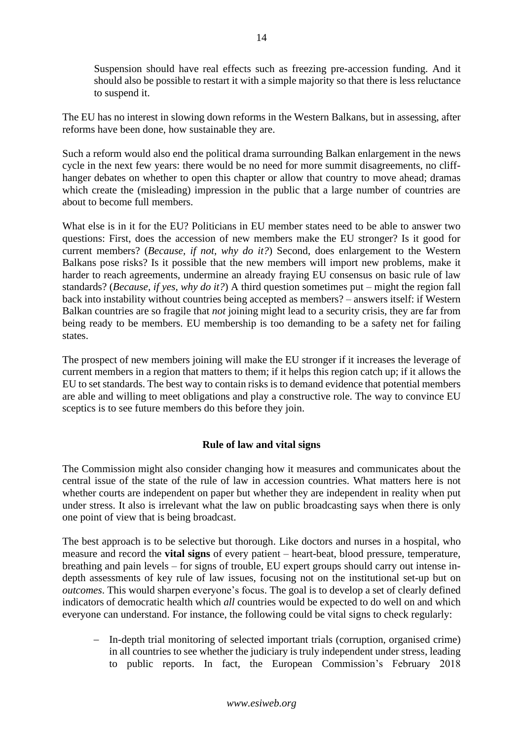Suspension should have real effects such as freezing pre-accession funding. And it should also be possible to restart it with a simple majority so that there is less reluctance to suspend it.

The EU has no interest in slowing down reforms in the Western Balkans, but in assessing, after reforms have been done, how sustainable they are.

Such a reform would also end the political drama surrounding Balkan enlargement in the news cycle in the next few years: there would be no need for more summit disagreements, no cliff-hanger debates on whether to open this chapter or allow that country to move ahead; dramas which create the (misleading) impression in the public that a large number of countries are about to become full members.

What else is in it for the EU? Politicians in EU member states need to be able to answer two questions: First, does the accession of new members make the EU stronger? Is it good for current members? (*Because, if not, why do it?*) Second, does enlargement to the Western Balkans pose risks? Is it possible that the new members will import new problems, make it harder to reach agreements, undermine an already fraying EU consensus on basic rule of law standards? (*Because, if yes, why do it?*) A third question sometimes put – might the region fall back into instability without countries being accepted as members? – answers itself: if Western Balkan countries are so fragile that *not* joining might lead to a security crisis, they are far from being ready to be members. EU membership is too demanding to be a safety net for failing states.

The prospect of new members joining will make the EU stronger if it increases the leverage of current members in a region that matters to them; if it helps this region catch up; if it allows the EU to set standards. The best way to contain risks is to demand evidence that potential members are able and willing to meet obligations and play a constructive role. The way to convince EU sceptics is to see future members do this before they join.

### Rule of law and vital signs

The Commission might also consider changing how it measures and communicates about the central issue of the state of the rule of law in accession countries. What matters here is not whether courts are independent on paper but whether they are independent in reality when put under stress. It also is irrelevant what the law on public broadcasting says when there is only one point of view that is being broadcast.

The best approach is to be selective but thorough. Like doctors and nurses in a hospital, who measure and record the **vital signs** of every patient – heart-beat, blood pressure, temperature, breathing and pain levels – for signs of trouble, EU expert groups should carry out intense in-depth assessments of key rule of law issues, focusing not on the institutional set-up but on *outcomes*. This would sharpen everyone's focus. The goal is to develop a set of clearly defined indicators of democratic health which *all* countries would be expected to do well on and which everyone can understand. For instance, the following could be vital signs to check regularly:

- In-depth trial monitoring of selected important trials (corruption, organised crime) in all countries to see whether the judiciary is truly independent under stress, leading to public reports. In fact, the European Commission's February 2018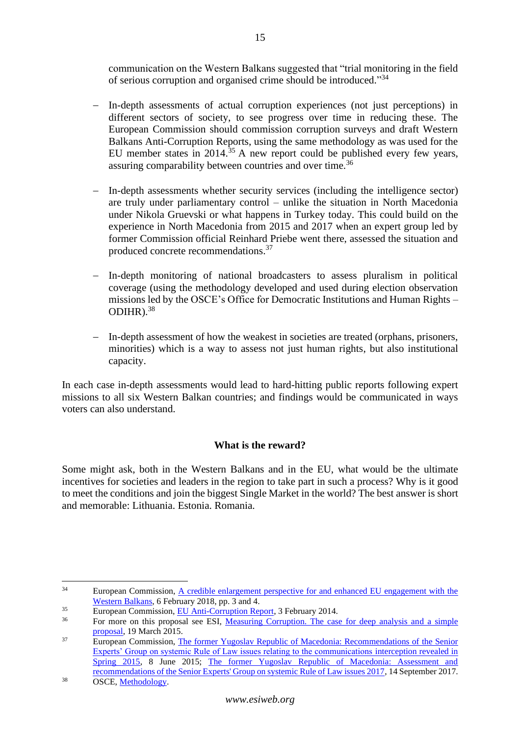communication on the Western Balkans suggested that "trial monitoring in the field of serious corruption and organised crime should be introduced."[34]

- In-depth assessments of actual corruption experiences (not just perceptions) in different sectors of society, to see progress over time in reducing these. The European Commission should commission corruption surveys and draft Western Balkans Anti-Corruption Reports, using the same methodology as was used for the EU member states in 2014.[35] A new report could be published every few years, assuring comparability between countries and over time.[36]

- In-depth assessments whether security services (including the intelligence sector) are truly under parliamentary control – unlike the situation in North Macedonia under Nikola Gruevski or what happens in Turkey today. This could build on the experience in North Macedonia from 2015 and 2017 when an expert group led by former Commission official Reinhard Priebe went there, assessed the situation and produced concrete recommendations.[37]

- In-depth monitoring of national broadcasters to assess pluralism in political coverage (using the methodology developed and used during election observation missions led by the OSCE's Office for Democratic Institutions and Human Rights – ODIHR).[38]

- In-depth assessment of how the weakest in societies are treated (orphans, prisoners, minorities) which is a way to assess not just human rights, but also institutional capacity.

In each case in-depth assessments would lead to hard-hitting public reports following expert missions to all six Western Balkan countries; and findings would be communicated in ways voters can also understand.

### What is the reward?

Some might ask, both in the Western Balkans and in the EU, what would be the ultimate incentives for societies and leaders in the region to take part in such a process? Why is it good to meet the conditions and join the biggest Single Market in the world? The best answer is short and memorable: Lithuania. Estonia. Romania.

---

[34] European Commission, A credible enlargement perspective for and enhanced EU engagement with the Western Balkans, 6 February 2018, pp. 3 and 4.

[35] European Commission, EU Anti-Corruption Report, 3 February 2014.

[36] For more on this proposal see ESI, Measuring Corruption. The case for deep analysis and a simple proposal, 19 March 2015.

[37] European Commission, The former Yugoslav Republic of Macedonia: Recommendations of the Senior Experts' Group on systemic Rule of Law issues relating to the communications interception revealed in Spring 2015, 8 June 2015; The former Yugoslav Republic of Macedonia: Assessment and recommendations of the Senior Experts' Group on systemic Rule of Law issues 2017, 14 September 2017.

[38] OSCE, Methodology.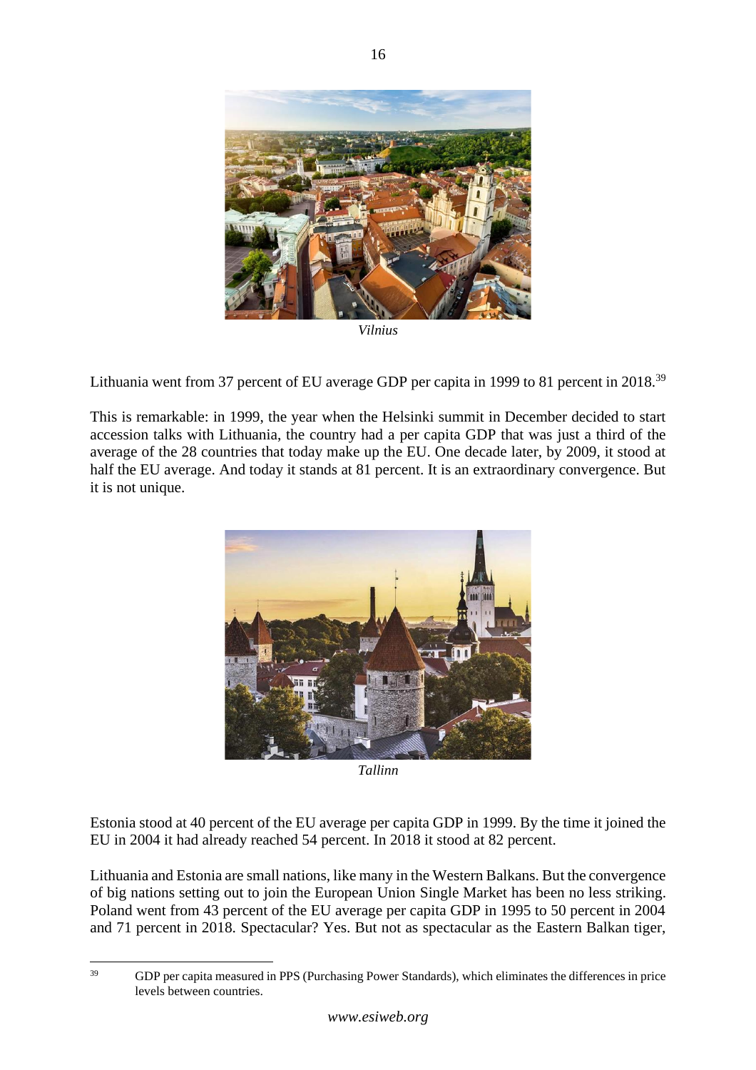*Vilnius*

Lithuania went from 37 percent of EU average GDP per capita in 1999 to 81 percent in 2018.[39]

This is remarkable: in 1999, the year when the Helsinki summit in December decided to start accession talks with Lithuania, the country had a per capita GDP that was just a third of the average of the 28 countries that today make up the EU. One decade later, by 2009, it stood at half the EU average. And today it stands at 81 percent. It is an extraordinary convergence. But it is not unique.

*Tallinn*

Estonia stood at 40 percent of the EU average per capita GDP in 1999. By the time it joined the EU in 2004 it had already reached 54 percent. In 2018 it stood at 82 percent.

Lithuania and Estonia are small nations, like many in the Western Balkans. But the convergence of big nations setting out to join the European Union Single Market has been no less striking. Poland went from 43 percent of the EU average per capita GDP in 1995 to 50 percent in 2004 and 71 percent in 2018. Spectacular? Yes. But not as spectacular as the Eastern Balkan tiger,

---

[39] GDP per capita measured in PPS (Purchasing Power Standards), which eliminates the differences in price levels between countries.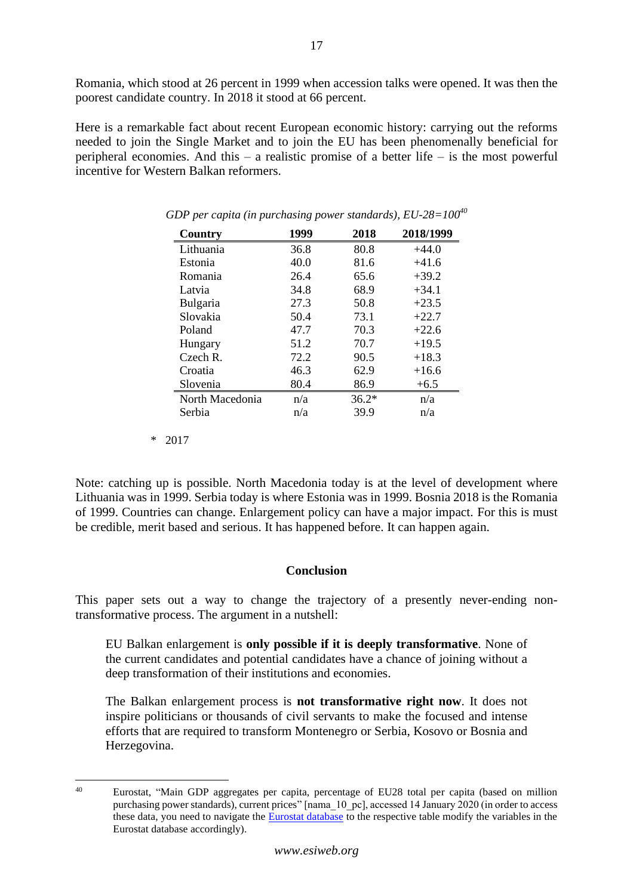Romania, which stood at 26 percent in 1999 when accession talks were opened. It was then the poorest candidate country. In 2018 it stood at 66 percent.

Here is a remarkable fact about recent European economic history: carrying out the reforms needed to join the Single Market and to join the EU has been phenomenally beneficial for peripheral economies. And this – a realistic promise of a better life – is the most powerful incentive for Western Balkan reformers.

*GDP per capita (in purchasing power standards), EU-28=100*[40]

| Country | 1999 | 2018 | 2018/1999 |
|---|---|---|---|
| Lithuania | 36.8 | 80.8 | +44.0 |
| Estonia | 40.0 | 81.6 | +41.6 |
| Romania | 26.4 | 65.6 | +39.2 |
| Latvia | 34.8 | 68.9 | +34.1 |
| Bulgaria | 27.3 | 50.8 | +23.5 |
| Slovakia | 50.4 | 73.1 | +22.7 |
| Poland | 47.7 | 70.3 | +22.6 |
| Hungary | 51.2 | 70.7 | +19.5 |
| Czech R. | 72.2 | 90.5 | +18.3 |
| Croatia | 46.3 | 62.9 | +16.6 |
| Slovenia | 80.4 | 86.9 | +6.5 |
| North Macedonia | n/a | 36.2* | n/a |
| Serbia | n/a | 39.9 | n/a |

\* 2017

Note: catching up is possible. North Macedonia today is at the level of development where Lithuania was in 1999. Serbia today is where Estonia was in 1999. Bosnia 2018 is the Romania of 1999. Countries can change. Enlargement policy can have a major impact. For this is must be credible, merit based and serious. It has happened before. It can happen again.

## Conclusion

This paper sets out a way to change the trajectory of a presently never-ending non-transformative process. The argument in a nutshell:

> EU Balkan enlargement is **only possible if it is deeply transformative**. None of the current candidates and potential candidates have a chance of joining without a deep transformation of their institutions and economies.
>
> The Balkan enlargement process is **not transformative right now**. It does not inspire politicians or thousands of civil servants to make the focused and intense efforts that are required to transform Montenegro or Serbia, Kosovo or Bosnia and Herzegovina.

---

[40] Eurostat, "Main GDP aggregates per capita, percentage of EU28 total per capita (based on million purchasing power standards), current prices" [nama_10_pc], accessed 14 January 2020 (in order to access these data, you need to navigate the Eurostat database to the respective table modify the variables in the Eurostat database accordingly).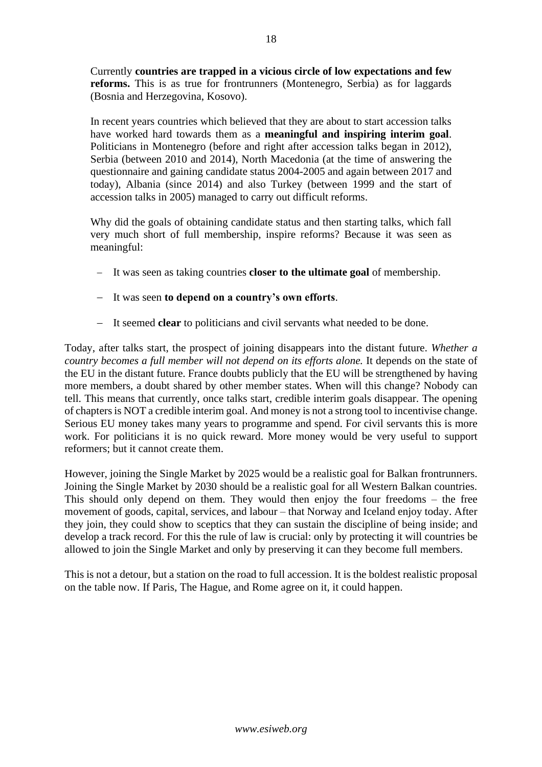> Currently **countries are trapped in a vicious circle of low expectations and few reforms.** This is as true for frontrunners (Montenegro, Serbia) as for laggards (Bosnia and Herzegovina, Kosovo).
>
> In recent years countries which believed that they are about to start accession talks have worked hard towards them as a **meaningful and inspiring interim goal**. Politicians in Montenegro (before and right after accession talks began in 2012), Serbia (between 2010 and 2014), North Macedonia (at the time of answering the questionnaire and gaining candidate status 2004-2005 and again between 2017 and today), Albania (since 2014) and also Turkey (between 1999 and the start of accession talks in 2005) managed to carry out difficult reforms.
>
> Why did the goals of obtaining candidate status and then starting talks, which fall very much short of full membership, inspire reforms? Because it was seen as meaningful:
>
> - It was seen as taking countries **closer to the ultimate goal** of membership.
> - It was seen **to depend on a country's own efforts**.
> - It seemed **clear** to politicians and civil servants what needed to be done.

Today, after talks start, the prospect of joining disappears into the distant future. *Whether a country becomes a full member will not depend on its efforts alone.* It depends on the state of the EU in the distant future. France doubts publicly that the EU will be strengthened by having more members, a doubt shared by other member states. When will this change? Nobody can tell. This means that currently, once talks start, credible interim goals disappear. The opening of chapters is NOT a credible interim goal. And money is not a strong tool to incentivise change. Serious EU money takes many years to programme and spend. For civil servants this is more work. For politicians it is no quick reward. More money would be very useful to support reformers; but it cannot create them.

However, joining the Single Market by 2025 would be a realistic goal for Balkan frontrunners. Joining the Single Market by 2030 should be a realistic goal for all Western Balkan countries. This should only depend on them. They would then enjoy the four freedoms – the free movement of goods, capital, services, and labour – that Norway and Iceland enjoy today. After they join, they could show to sceptics that they can sustain the discipline of being inside; and develop a track record. For this the rule of law is crucial: only by protecting it will countries be allowed to join the Single Market and only by preserving it can they become full members.

This is not a detour, but a station on the road to full accession. It is the boldest realistic proposal on the table now. If Paris, The Hague, and Rome agree on it, it could happen.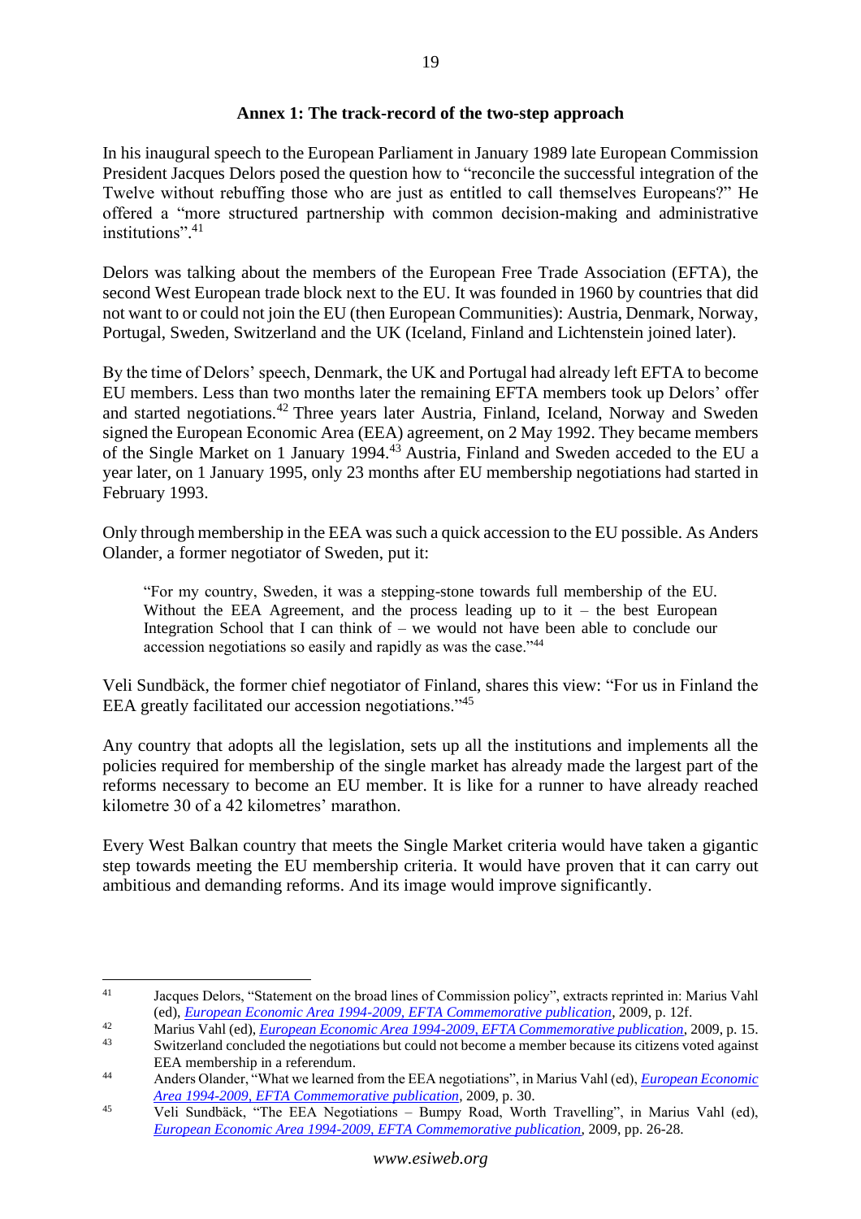## Annex 1: The track-record of the two-step approach

In his inaugural speech to the European Parliament in January 1989 late European Commission President Jacques Delors posed the question how to "reconcile the successful integration of the Twelve without rebuffing those who are just as entitled to call themselves Europeans?" He offered a "more structured partnership with common decision-making and administrative institutions".[41]

Delors was talking about the members of the European Free Trade Association (EFTA), the second West European trade block next to the EU. It was founded in 1960 by countries that did not want to or could not join the EU (then European Communities): Austria, Denmark, Norway, Portugal, Sweden, Switzerland and the UK (Iceland, Finland and Lichtenstein joined later).

By the time of Delors' speech, Denmark, the UK and Portugal had already left EFTA to become EU members. Less than two months later the remaining EFTA members took up Delors' offer and started negotiations.[42] Three years later Austria, Finland, Iceland, Norway and Sweden signed the European Economic Area (EEA) agreement, on 2 May 1992. They became members of the Single Market on 1 January 1994.[43] Austria, Finland and Sweden acceded to the EU a year later, on 1 January 1995, only 23 months after EU membership negotiations had started in February 1993.

Only through membership in the EEA was such a quick accession to the EU possible. As Anders Olander, a former negotiator of Sweden, put it:

> "For my country, Sweden, it was a stepping-stone towards full membership of the EU. Without the EEA Agreement, and the process leading up to it – the best European Integration School that I can think of – we would not have been able to conclude our accession negotiations so easily and rapidly as was the case."[44]

Veli Sundbäck, the former chief negotiator of Finland, shares this view: "For us in Finland the EEA greatly facilitated our accession negotiations."[45]

Any country that adopts all the legislation, sets up all the institutions and implements all the policies required for membership of the single market has already made the largest part of the reforms necessary to become an EU member. It is like for a runner to have already reached kilometre 30 of a 42 kilometres' marathon.

Every West Balkan country that meets the Single Market criteria would have taken a gigantic step towards meeting the EU membership criteria. It would have proven that it can carry out ambitious and demanding reforms. And its image would improve significantly.

---

[41] Jacques Delors, "Statement on the broad lines of Commission policy", extracts reprinted in: Marius Vahl (ed), *European Economic Area 1994-2009, EFTA Commemorative publication*, 2009, p. 12f.

[42] Marius Vahl (ed), *European Economic Area 1994-2009, EFTA Commemorative publication*, 2009, p. 15.

[43] Switzerland concluded the negotiations but could not become a member because its citizens voted against EEA membership in a referendum.

[44] Anders Olander, "What we learned from the EEA negotiations", in Marius Vahl (ed), *European Economic Area 1994-2009, EFTA Commemorative publication*, 2009, p. 30.

[45] Veli Sundbäck, "The EEA Negotiations – Bumpy Road, Worth Travelling", in Marius Vahl (ed), *European Economic Area 1994-2009, EFTA Commemorative publication*, 2009, pp. 26-28.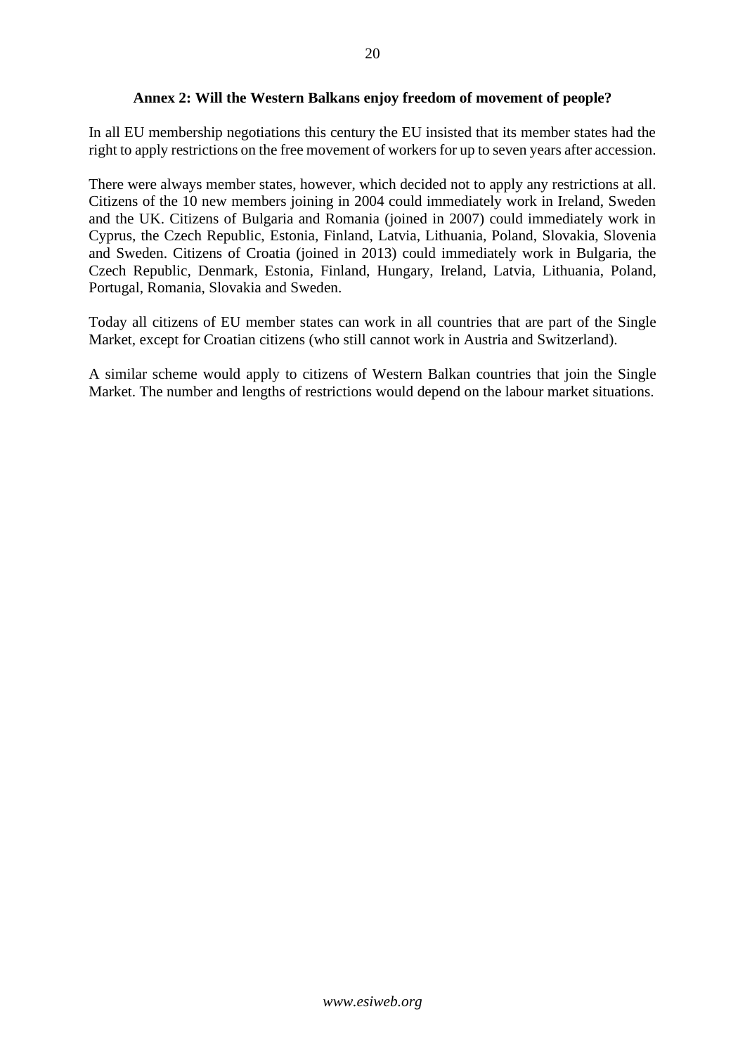## Annex 2: Will the Western Balkans enjoy freedom of movement of people?

In all EU membership negotiations this century the EU insisted that its member states had the right to apply restrictions on the free movement of workers for up to seven years after accession.

There were always member states, however, which decided not to apply any restrictions at all. Citizens of the 10 new members joining in 2004 could immediately work in Ireland, Sweden and the UK. Citizens of Bulgaria and Romania (joined in 2007) could immediately work in Cyprus, the Czech Republic, Estonia, Finland, Latvia, Lithuania, Poland, Slovakia, Slovenia and Sweden. Citizens of Croatia (joined in 2013) could immediately work in Bulgaria, the Czech Republic, Denmark, Estonia, Finland, Hungary, Ireland, Latvia, Lithuania, Poland, Portugal, Romania, Slovakia and Sweden.

Today all citizens of EU member states can work in all countries that are part of the Single Market, except for Croatian citizens (who still cannot work in Austria and Switzerland).

A similar scheme would apply to citizens of Western Balkan countries that join the Single Market. The number and lengths of restrictions would depend on the labour market situations.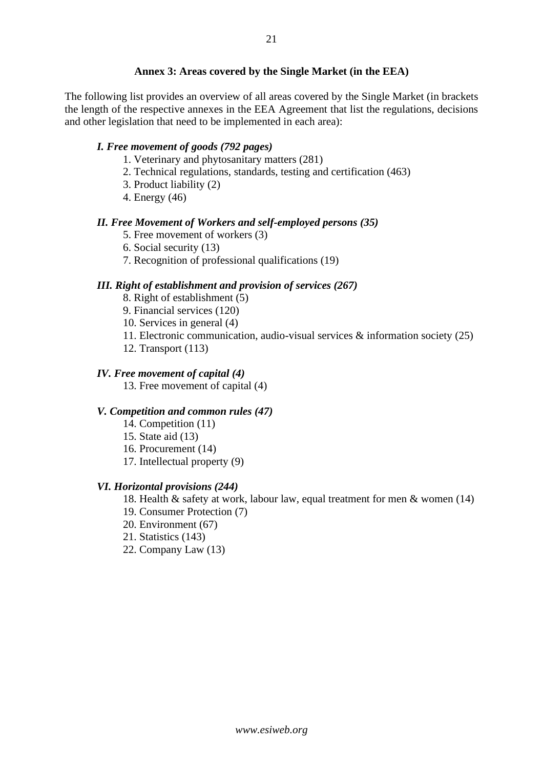## Annex 3: Areas covered by the Single Market (in the EEA)

The following list provides an overview of all areas covered by the Single Market (in brackets the length of the respective annexes in the EEA Agreement that list the regulations, decisions and other legislation that need to be implemented in each area):

***I. Free movement of goods (792 pages)***

1. Veterinary and phytosanitary matters (281)
2. Technical regulations, standards, testing and certification (463)
3. Product liability (2)
4. Energy (46)

***II. Free Movement of Workers and self-employed persons (35)***

5. Free movement of workers (3)
6. Social security (13)
7. Recognition of professional qualifications (19)

***III. Right of establishment and provision of services (267)***

8. Right of establishment (5)
9. Financial services (120)
10. Services in general (4)
11. Electronic communication, audio-visual services & information society (25)
12. Transport (113)

***IV. Free movement of capital (4)***

13. Free movement of capital (4)

***V. Competition and common rules (47)***

14. Competition (11)
15. State aid (13)
16. Procurement (14)
17. Intellectual property (9)

***VI. Horizontal provisions (244)***

18. Health & safety at work, labour law, equal treatment for men & women (14)
19. Consumer Protection (7)
20. Environment (67)
21. Statistics (143)
22. Company Law (13)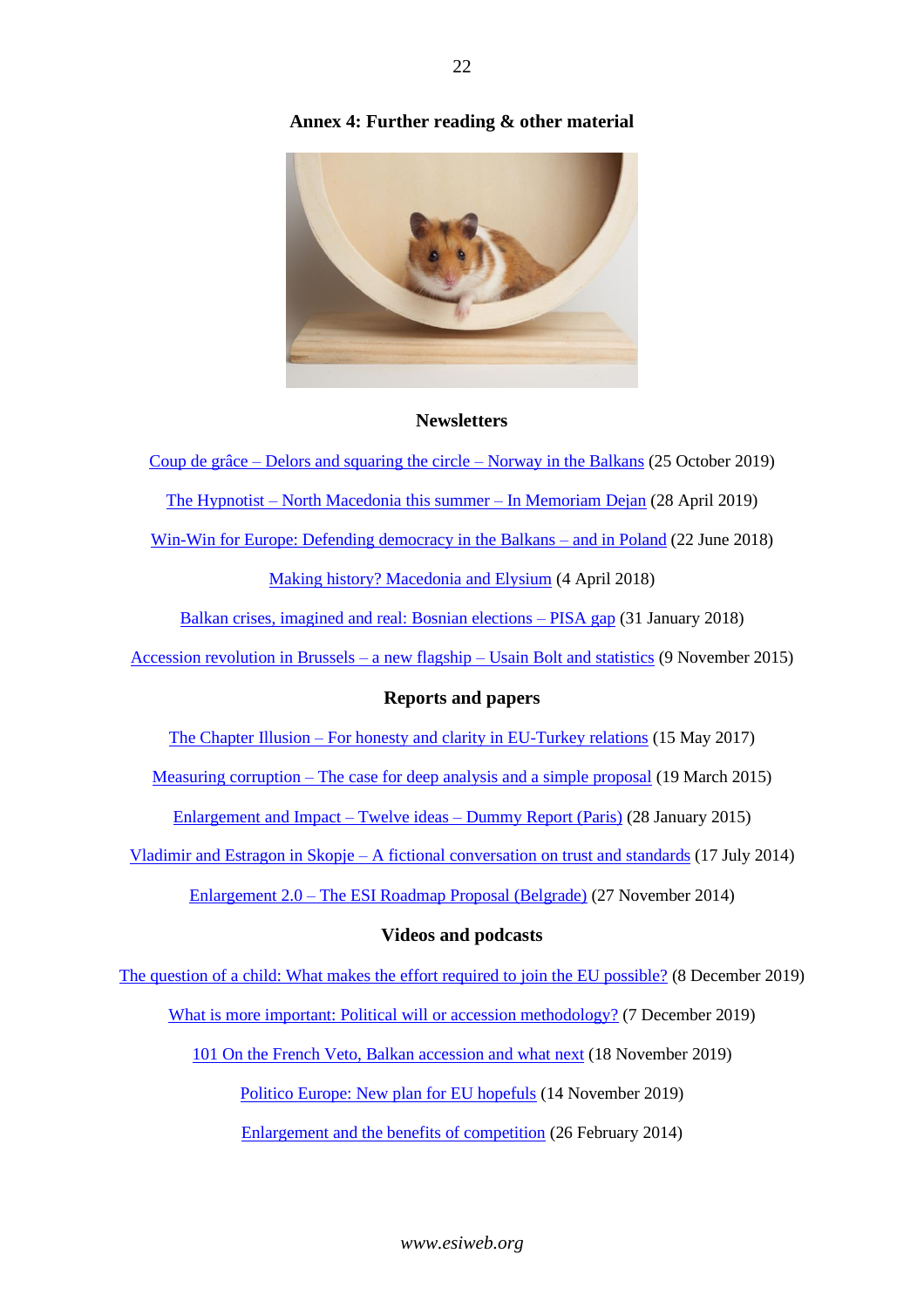## Annex 4: Further reading & other material

### Newsletters

Coup de grâce – Delors and squaring the circle – Norway in the Balkans (25 October 2019)

The Hypnotist – North Macedonia this summer – In Memoriam Dejan (28 April 2019)

Win-Win for Europe: Defending democracy in the Balkans – and in Poland (22 June 2018)

Making history? Macedonia and Elysium (4 April 2018)

Balkan crises, imagined and real: Bosnian elections – PISA gap (31 January 2018)

Accession revolution in Brussels – a new flagship – Usain Bolt and statistics (9 November 2015)

### Reports and papers

The Chapter Illusion – For honesty and clarity in EU-Turkey relations (15 May 2017)

Measuring corruption – The case for deep analysis and a simple proposal (19 March 2015)

Enlargement and Impact – Twelve ideas – Dummy Report (Paris) (28 January 2015)

Vladimir and Estragon in Skopje – A fictional conversation on trust and standards (17 July 2014)

Enlargement 2.0 – The ESI Roadmap Proposal (Belgrade) (27 November 2014)

### Videos and podcasts

The question of a child: What makes the effort required to join the EU possible? (8 December 2019)

What is more important: Political will or accession methodology? (7 December 2019)

101 On the French Veto, Balkan accession and what next (18 November 2019)

Politico Europe: New plan for EU hopefuls (14 November 2019)

Enlargement and the benefits of competition (26 February 2014)